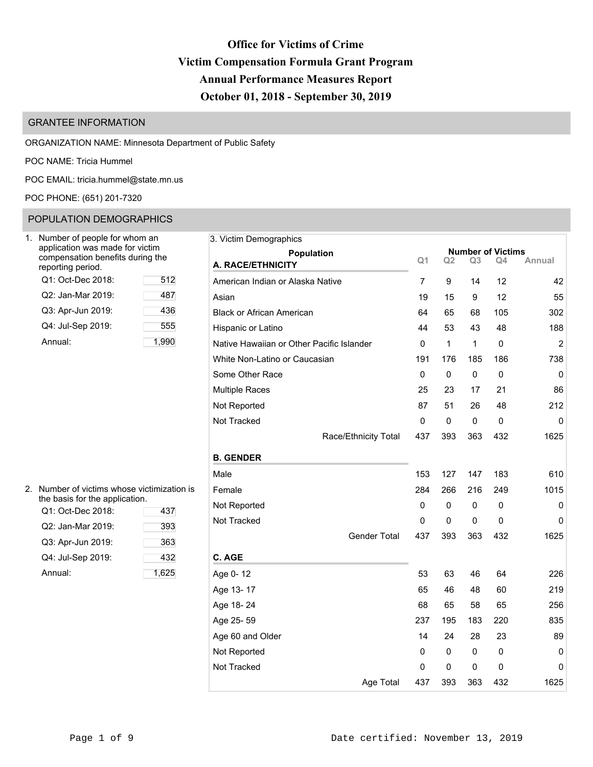# Office for Victims of Crime
# Victim Compensation Formula Grant Program
# Annual Performance Measures Report
# October 01, 2018 - September 30, 2019

## GRANTEE INFORMATION

ORGANIZATION NAME: Minnesota Department of Public Safety

POC NAME: Tricia Hummel

POC EMAIL: tricia.hummel@state.mn.us

POC PHONE: (651) 201-7320

## POPULATION DEMOGRAPHICS

1. Number of people for whom an application was made for victim compensation benefits during the reporting period.

| Period | Number |
|---|---|
| Q1: Oct-Dec 2018: | 512 |
| Q2: Jan-Mar 2019: | 487 |
| Q3: Apr-Jun 2019: | 436 |
| Q4: Jul-Sep 2019: | 555 |
| Annual: | 1,990 |

2. Number of victims whose victimization is the basis for the application.

| Period | Number |
|---|---|
| Q1: Oct-Dec 2018: | 437 |
| Q2: Jan-Mar 2019: | 393 |
| Q3: Apr-Jun 2019: | 363 |
| Q4: Jul-Sep 2019: | 432 |
| Annual: | 1,625 |

3. Victim Demographics

| Population | Q1 | Q2 | Q3 | Q4 | Annual |
|---|---|---|---|---|---|
| **A. RACE/ETHNICITY** | | | | | |
| American Indian or Alaska Native | 7 | 9 | 14 | 12 | 42 |
| Asian | 19 | 15 | 9 | 12 | 55 |
| Black or African American | 64 | 65 | 68 | 105 | 302 |
| Hispanic or Latino | 44 | 53 | 43 | 48 | 188 |
| Native Hawaiian or Other Pacific Islander | 0 | 1 | 1 | 0 | 2 |
| White Non-Latino or Caucasian | 191 | 176 | 185 | 186 | 738 |
| Some Other Race | 0 | 0 | 0 | 0 | 0 |
| Multiple Races | 25 | 23 | 17 | 21 | 86 |
| Not Reported | 87 | 51 | 26 | 48 | 212 |
| Not Tracked | 0 | 0 | 0 | 0 | 0 |
| Race/Ethnicity Total | 437 | 393 | 363 | 432 | 1625 |
| **B. GENDER** | | | | | |
| Male | 153 | 127 | 147 | 183 | 610 |
| Female | 284 | 266 | 216 | 249 | 1015 |
| Not Reported | 0 | 0 | 0 | 0 | 0 |
| Not Tracked | 0 | 0 | 0 | 0 | 0 |
| Gender Total | 437 | 393 | 363 | 432 | 1625 |
| **C. AGE** | | | | | |
| Age 0- 12 | 53 | 63 | 46 | 64 | 226 |
| Age 13- 17 | 65 | 46 | 48 | 60 | 219 |
| Age 18- 24 | 68 | 65 | 58 | 65 | 256 |
| Age 25- 59 | 237 | 195 | 183 | 220 | 835 |
| Age 60 and Older | 14 | 24 | 28 | 23 | 89 |
| Not Reported | 0 | 0 | 0 | 0 | 0 |
| Not Tracked | 0 | 0 | 0 | 0 | 0 |
| Age Total | 437 | 393 | 363 | 432 | 1625 |

Date certified: November 13, 2019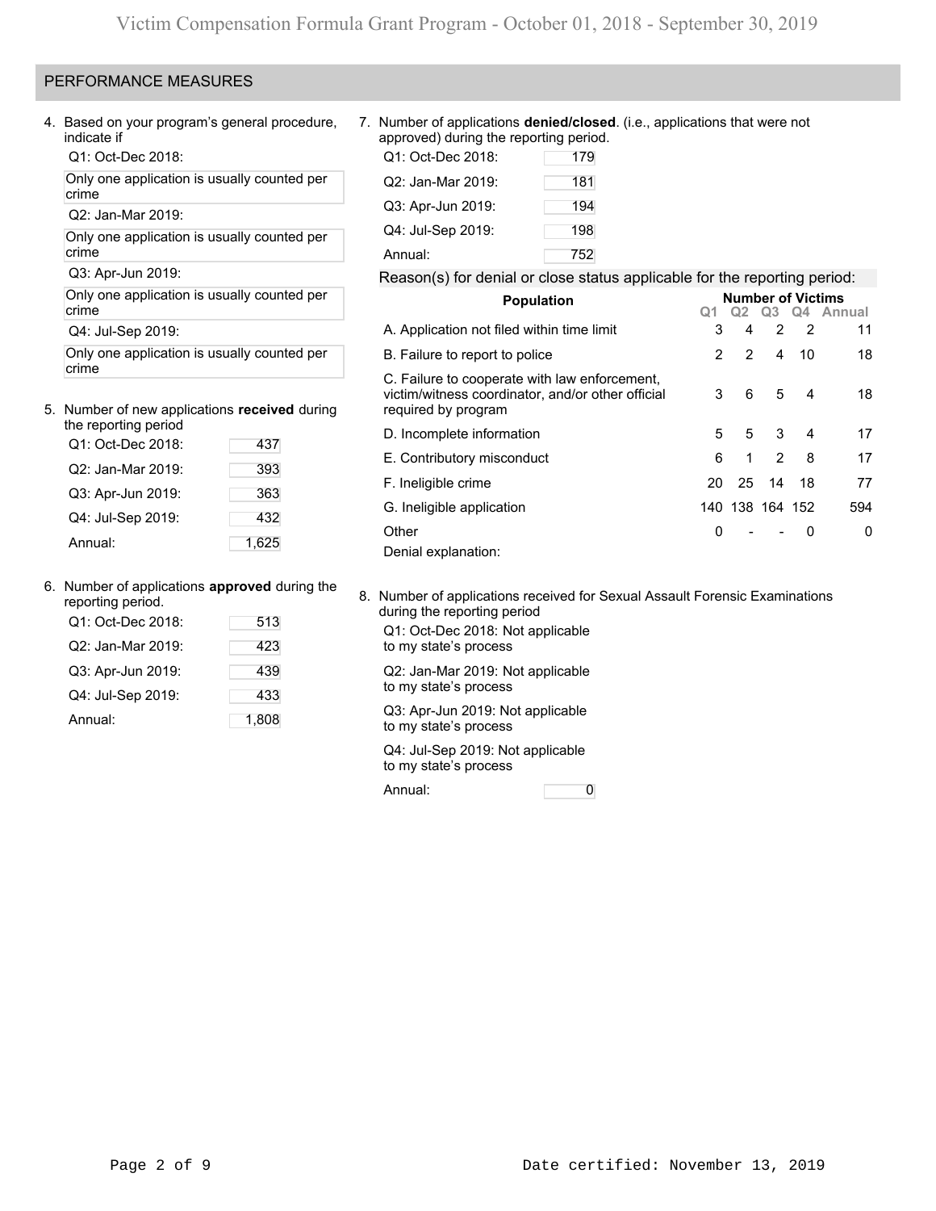## PERFORMANCE MEASURES

4. Based on your program's general procedure, indicate if

Q1: Oct-Dec 2018:

Only one application is usually counted per crime

Q2: Jan-Mar 2019:

Only one application is usually counted per crime

Q3: Apr-Jun 2019:

Only one application is usually counted per crime

Q4: Jul-Sep 2019:

Only one application is usually counted per crime

5. Number of new applications **received** during the reporting period

| | |
|---|---|
| Q1: Oct-Dec 2018: | 437 |
| Q2: Jan-Mar 2019: | 393 |
| Q3: Apr-Jun 2019: | 363 |
| Q4: Jul-Sep 2019: | 432 |
| Annual: | 1,625 |

6. Number of applications **approved** during the reporting period.

| | |
|---|---|
| Q1: Oct-Dec 2018: | 513 |
| Q2: Jan-Mar 2019: | 423 |
| Q3: Apr-Jun 2019: | 439 |
| Q4: Jul-Sep 2019: | 433 |
| Annual: | 1,808 |

7. Number of applications **denied/closed**. (i.e., applications that were not approved) during the reporting period.

| | |
|---|---|
| Q1: Oct-Dec 2018: | 179 |
| Q2: Jan-Mar 2019: | 181 |
| Q3: Apr-Jun 2019: | 194 |
| Q4: Jul-Sep 2019: | 198 |
| Annual: | 752 |

Reason(s) for denial or close status applicable for the reporting period:

| Population | Number of Victims | | | | |
|---|---|---|---|---|---|
| | Q1 | Q2 | Q3 | Q4 | Annual |
| A. Application not filed within time limit | 3 | 4 | 2 | 2 | 11 |
| B. Failure to report to police | 2 | 2 | 4 | 10 | 18 |
| C. Failure to cooperate with law enforcement, victim/witness coordinator, and/or other official required by program | 3 | 6 | 5 | 4 | 18 |
| D. Incomplete information | 5 | 5 | 3 | 4 | 17 |
| E. Contributory misconduct | 6 | 1 | 2 | 8 | 17 |
| F. Ineligible crime | 20 | 25 | 14 | 18 | 77 |
| G. Ineligible application | 140 | 138 | 164 | 152 | 594 |
| Other | 0 | - | - | 0 | 0 |

Denial explanation:

8. Number of applications received for Sexual Assault Forensic Examinations during the reporting period

Q1: Oct-Dec 2018: Not applicable to my state's process

Q2: Jan-Mar 2019: Not applicable to my state's process

Q3: Apr-Jun 2019: Not applicable to my state's process

Q4: Jul-Sep 2019: Not applicable to my state's process

Annual: 0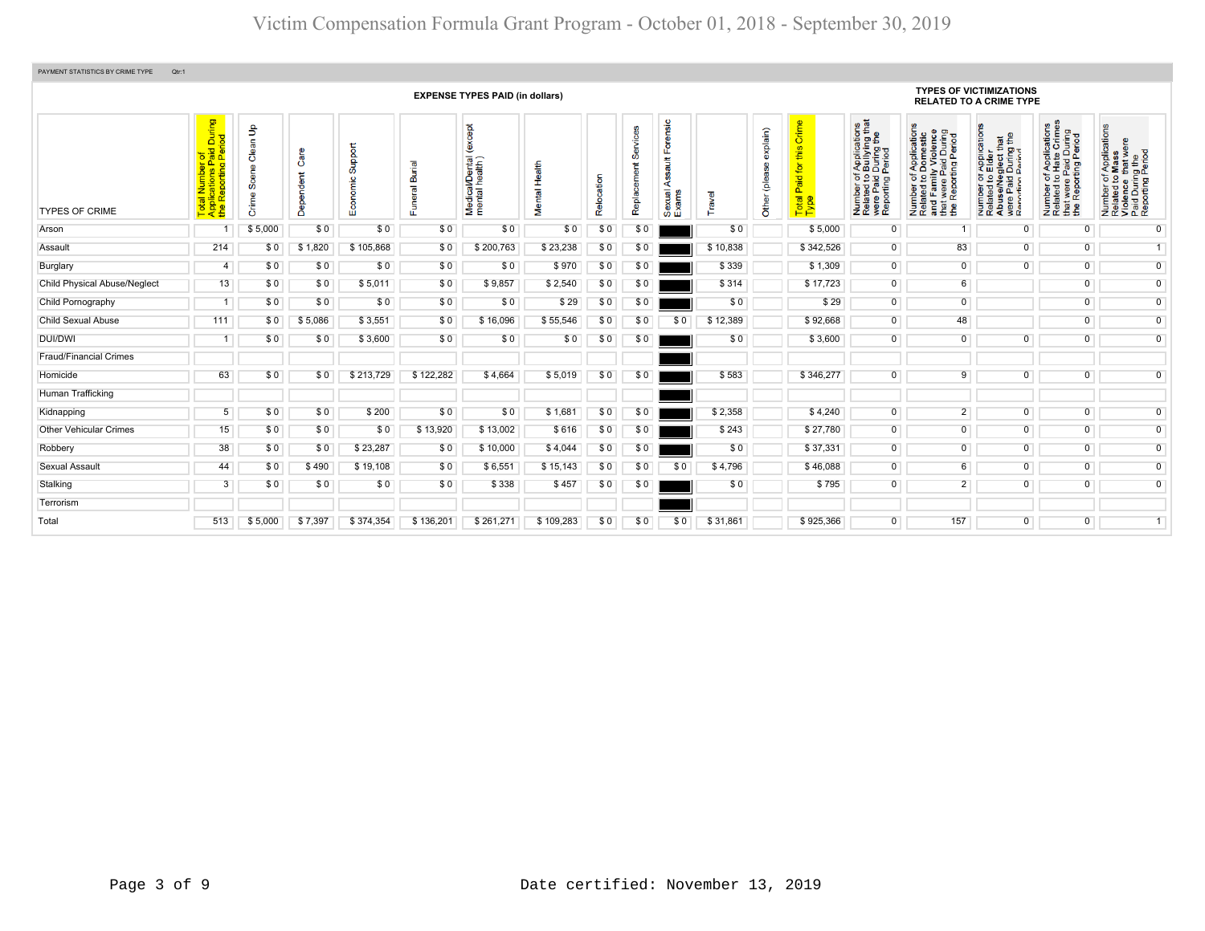# Victim Compensation Formula Grant Program - October 01, 2018 - September 30, 2019

PAYMENT STATISTICS BY CRIME TYPE Qtr:1

| TYPES OF CRIME | EXPENSE TYPES PAID (in dollars) | | | | | | | | | | | | | | TYPES OF VICTIMIZATIONS RELATED TO A CRIME TYPE | | | | |
|---|---|---|---|---|---|---|---|---|---|---|---|---|---|---|---|---|---|---|---|
| | Total Number of Applications Paid During the Reporting Period | Crime Scene Clean Up | Dependent Care | Economic Support | Funeral Burial | Medical/Dental (except mental health) | Mental Health | Relocation | Replacement Services | Sexual Assault Forensic Exams | Travel | Other (please explain) | Total Paid for this Crime Type | Number of Applications Related to Bullying that were Paid During the Reporting Period | Number of Applications Related to Domestic and Family Violence that were Paid During the Reporting Period | Number of applications Related to Elder Abuse/Neglect that were Paid During the Reporting Period | Number of Applications Related to Hate Crimes that were Paid During the Reporting Period | Number of Applications Related to Mass Violence that were Paid During the Reporting Period |
| Arson | 1 | $ 5,000 | $ 0 | $ 0 | $ 0 | $ 0 | $ 0 | $ 0 | $ 0 | | $ 0 | | $ 5,000 | 0 | 1 | 0 | 0 | 0 |
| Assault | 214 | $ 0 | $ 1,820 | $ 105,868 | $ 0 | $ 200,763 | $ 23,238 | $ 0 | $ 0 | | $ 10,838 | | $ 342,526 | 0 | 83 | 0 | 0 | 1 |
| Burglary | 4 | $ 0 | $ 0 | $ 0 | $ 0 | $ 0 | $ 970 | $ 0 | $ 0 | | $ 339 | | $ 1,309 | 0 | 0 | 0 | 0 | 0 |
| Child Physical Abuse/Neglect | 13 | $ 0 | $ 0 | $ 5,011 | $ 0 | $ 9,857 | $ 2,540 | $ 0 | $ 0 | | $ 314 | | $ 17,723 | 0 | 6 | | 0 | 0 |
| Child Pornography | 1 | $ 0 | $ 0 | $ 0 | $ 0 | $ 0 | $ 29 | $ 0 | $ 0 | | $ 0 | | $ 29 | 0 | 0 | | 0 | 0 |
| Child Sexual Abuse | 111 | $ 0 | $ 5,086 | $ 3,551 | $ 0 | $ 16,096 | $ 55,546 | $ 0 | $ 0 | $ 0 | $ 12,389 | | $ 92,668 | 0 | 48 | | 0 | 0 |
| DUI/DWI | 1 | $ 0 | $ 0 | $ 3,600 | $ 0 | $ 0 | $ 0 | $ 0 | $ 0 | | $ 0 | | $ 3,600 | 0 | 0 | 0 | 0 | 0 |
| Fraud/Financial Crimes | | | | | | | | | | | | | | | | | | |
| Homicide | 63 | $ 0 | $ 0 | $ 213,729 | $ 122,282 | $ 4,664 | $ 5,019 | $ 0 | $ 0 | | $ 583 | | $ 346,277 | 0 | 9 | 0 | 0 | 0 |
| Human Trafficking | | | | | | | | | | | | | | | | | | |
| Kidnapping | 5 | $ 0 | $ 0 | $ 200 | $ 0 | $ 0 | $ 1,681 | $ 0 | $ 0 | | $ 2,358 | | $ 4,240 | 0 | 2 | 0 | 0 | 0 |
| Other Vehicular Crimes | 15 | $ 0 | $ 0 | $ 0 | $ 13,920 | $ 13,002 | $ 616 | $ 0 | $ 0 | | $ 243 | | $ 27,780 | 0 | 0 | 0 | 0 | 0 |
| Robbery | 38 | $ 0 | $ 0 | $ 23,287 | $ 0 | $ 10,000 | $ 4,044 | $ 0 | $ 0 | | $ 0 | | $ 37,331 | 0 | 0 | 0 | 0 | 0 |
| Sexual Assault | 44 | $ 0 | $ 490 | $ 19,108 | $ 0 | $ 6,551 | $ 15,143 | $ 0 | $ 0 | $ 0 | $ 4,796 | | $ 46,088 | 0 | 6 | 0 | 0 | 0 |
| Stalking | 3 | $ 0 | $ 0 | $ 0 | $ 0 | $ 338 | $ 457 | $ 0 | $ 0 | | $ 0 | | $ 795 | 0 | 2 | 0 | 0 | 0 |
| Terrorism | | | | | | | | | | | | | | | | | | |
| Total | 513 | $ 5,000 | $ 7,397 | $ 374,354 | $ 136,201 | $ 261,271 | $ 109,283 | $ 0 | $ 0 | $ 0 | $ 31,861 | | $ 925,366 | 0 | 157 | 0 | 0 | 1 |

Date certified: November 13, 2019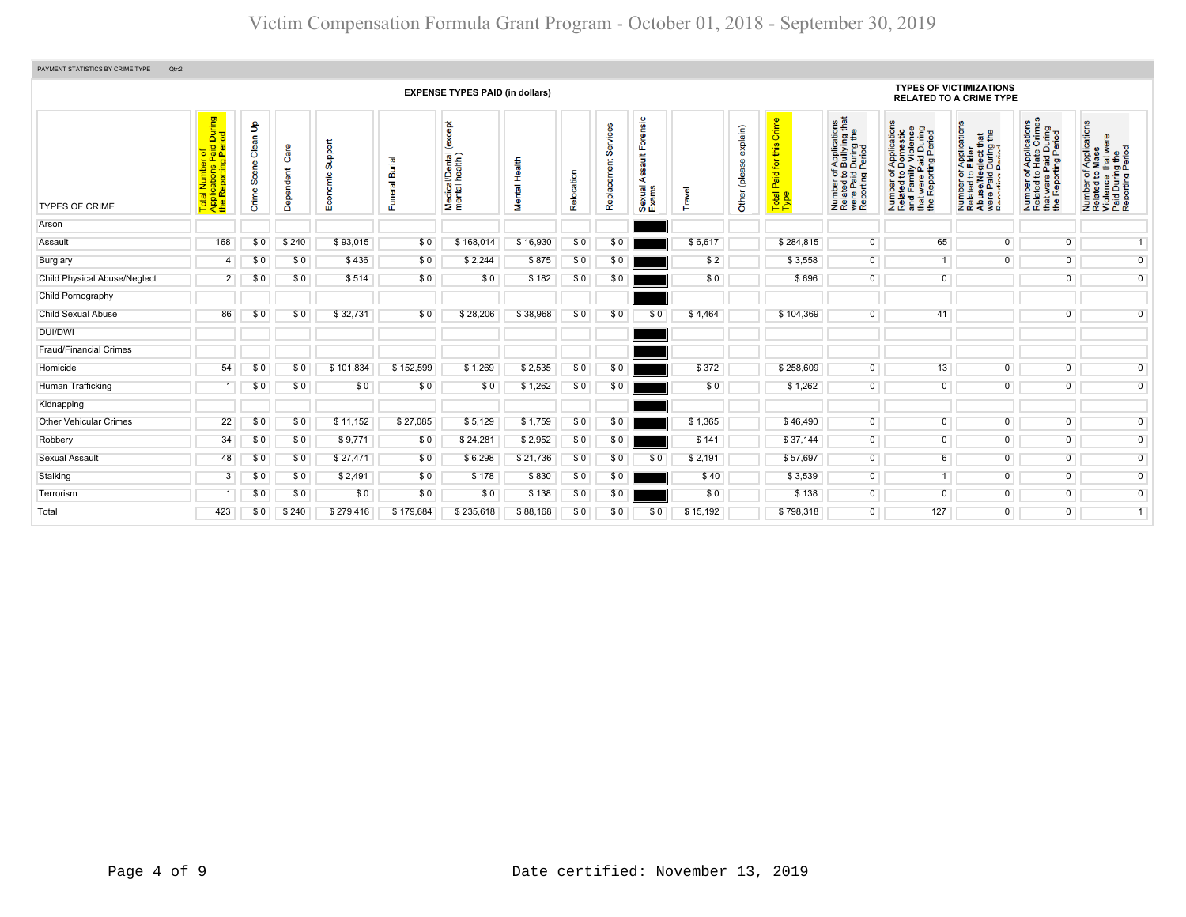# Victim Compensation Formula Grant Program - October 01, 2018 - September 30, 2019

PAYMENT STATISTICS BY CRIME TYPE Qtr:2

| TYPES OF CRIME | Total Number of Applications Paid During the Reporting Period | Crime Scene Clean Up | Dependent Care | Economic Support | Funeral Burial | Medical/Dental (except mental health) | Mental Health | Relocation | Replacement Services | Sexual Assault Forensic Exams | Travel | Other (please explain) | Total Paid for this Crime Type | Number of Applications Related to Bullying that were Paid During the Reporting Period | Number of Applications Related to Domestic and Family Violence that were Paid During the Reporting Period | Number of Applications Related to Elder Abuse/Neglect that were Paid During the Reporting Period | Number of Applications Related to Hate Crimes that were Paid During the Reporting Period | Number of Applications Related to Mass Violence that were Paid During the Reporting Period |
|---|---|---|---|---|---|---|---|---|---|---|---|---|---|---|---|---|---|---|
| | | EXPENSE TYPES PAID (in dollars) | | | | | | | | | | | | TYPES OF VICTIMIZATIONS RELATED TO A CRIME TYPE | | | | |
| Arson | | | | | | | | | | | | | | | | | | |
| Assault | 168 | $ 0 | $ 240 | $ 93,015 | $ 0 | $ 168,014 | $ 16,930 | $ 0 | $ 0 | | $ 6,617 | | $ 284,815 | 0 | 65 | 0 | 0 | 1 |
| Burglary | 4 | $ 0 | $ 0 | $ 436 | $ 0 | $ 2,244 | $ 875 | $ 0 | $ 0 | | $ 2 | | $ 3,558 | 0 | 1 | 0 | 0 | 0 |
| Child Physical Abuse/Neglect | 2 | $ 0 | $ 0 | $ 514 | $ 0 | $ 0 | $ 182 | $ 0 | $ 0 | | $ 0 | | $ 696 | 0 | 0 | | 0 | 0 |
| Child Pornography | | | | | | | | | | | | | | | | | | |
| Child Sexual Abuse | 86 | $ 0 | $ 0 | $ 32,731 | $ 0 | $ 28,206 | $ 38,968 | $ 0 | $ 0 | $ 0 | $ 4,464 | | $ 104,369 | 0 | 41 | | 0 | 0 |
| DUI/DWI | | | | | | | | | | | | | | | | | | |
| Fraud/Financial Crimes | | | | | | | | | | | | | | | | | | |
| Homicide | 54 | $ 0 | $ 0 | $ 101,834 | $ 152,599 | $ 1,269 | $ 2,535 | $ 0 | $ 0 | | $ 372 | | $ 258,609 | 0 | 13 | 0 | 0 | 0 |
| Human Trafficking | 1 | $ 0 | $ 0 | $ 0 | $ 0 | $ 0 | $ 1,262 | $ 0 | $ 0 | | $ 0 | | $ 1,262 | 0 | 0 | 0 | 0 | 0 |
| Kidnapping | | | | | | | | | | | | | | | | | | |
| Other Vehicular Crimes | 22 | $ 0 | $ 0 | $ 11,152 | $ 27,085 | $ 5,129 | $ 1,759 | $ 0 | $ 0 | | $ 1,365 | | $ 46,490 | 0 | 0 | 0 | 0 | 0 |
| Robbery | 34 | $ 0 | $ 0 | $ 9,771 | $ 0 | $ 24,281 | $ 2,952 | $ 0 | $ 0 | | $ 141 | | $ 37,144 | 0 | 0 | 0 | 0 | 0 |
| Sexual Assault | 48 | $ 0 | $ 0 | $ 27,471 | $ 0 | $ 6,298 | $ 21,736 | $ 0 | $ 0 | $ 0 | $ 2,191 | | $ 57,697 | 0 | 6 | 0 | 0 | 0 |
| Stalking | 3 | $ 0 | $ 0 | $ 2,491 | $ 0 | $ 178 | $ 830 | $ 0 | $ 0 | | $ 40 | | $ 3,539 | 0 | 1 | 0 | 0 | 0 |
| Terrorism | 1 | $ 0 | $ 0 | $ 0 | $ 0 | $ 0 | $ 138 | $ 0 | $ 0 | | $ 0 | | $ 138 | 0 | 0 | 0 | 0 | 0 |
| Total | 423 | $ 0 | $ 240 | $ 279,416 | $ 179,684 | $ 235,618 | $ 88,168 | $ 0 | $ 0 | $ 0 | $ 15,192 | | $ 798,318 | 0 | 127 | 0 | 0 | 1 |

Date certified: November 13, 2019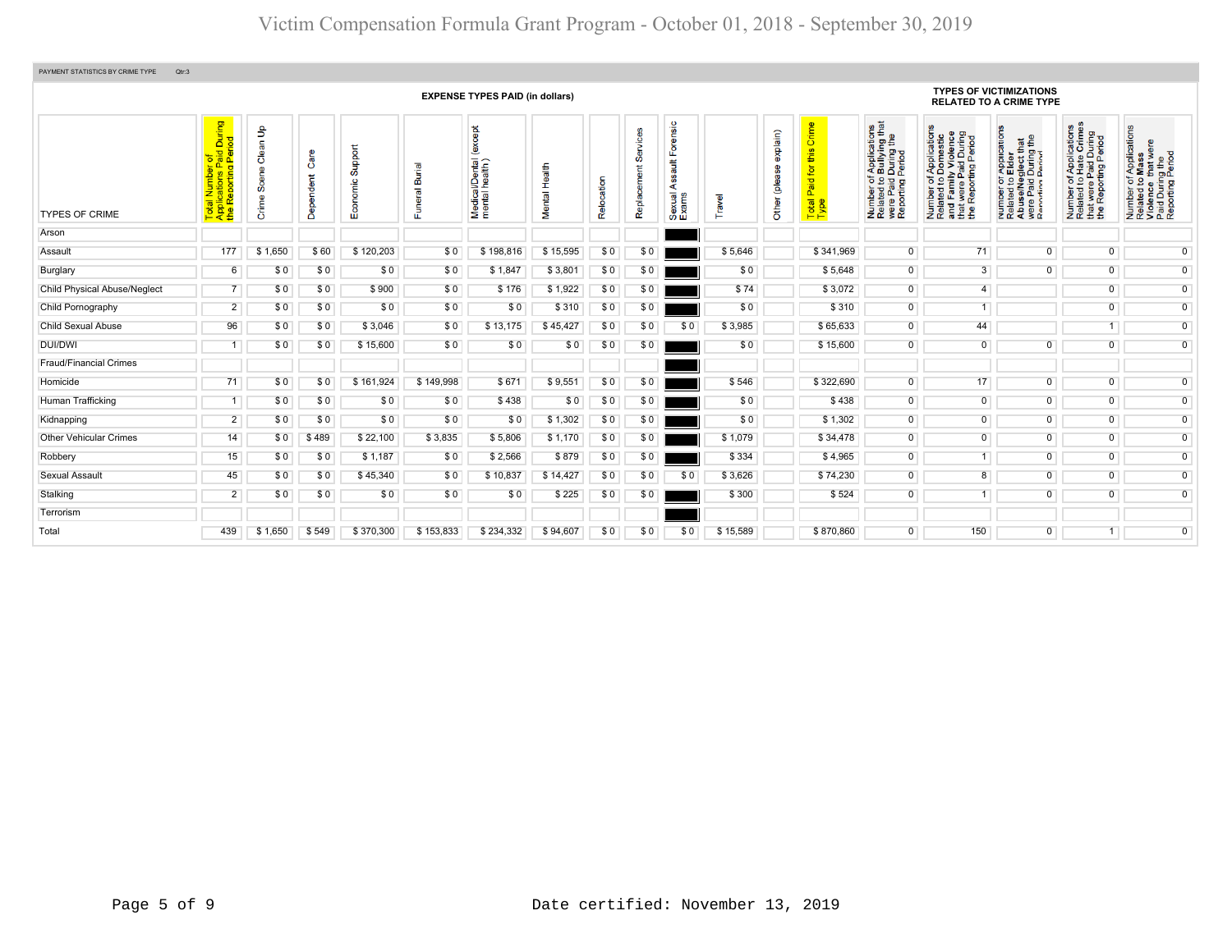# Victim Compensation Formula Grant Program - October 01, 2018 - September 30, 2019

PAYMENT STATISTICS BY CRIME TYPE Qtr:3

| TYPES OF CRIME | EXPENSE TYPES PAID (in dollars) | | | | | | | | | | | | | | TYPES OF VICTIMIZATIONS RELATED TO A CRIME TYPE | | | | |
|---|---|---|---|---|---|---|---|---|---|---|---|---|---|---|---|---|---|---|---|
| | Total Number of Applications Paid During the Reporting Period | Crime Scene Clean Up | Dependent Care | Economic Support | Funeral Burial | Medical/Dental (except mental health) | Mental Health | Relocation | Replacement Services | Sexual Assault Forensic Exams | Travel | Other (please explain) | Total Paid for this Crime Type | Number of Applications Related to Bullying that were Paid During the Reporting Period | Number of Applications Related to Domestic and Family Violence that were Paid During the Reporting Period | Number of Applications Related to Elder Abuse/Neglect that were Paid During the Reporting Period | Number of Applications Related to Hate Crimes that were Paid During the Reporting Period | Number of Applications Related to Mass Violence that were Paid During the Reporting Period |
| Arson | | | | | | | | | | | | | | | | | | |
| Assault | 177 | $ 1,650 | $ 60 | $ 120,203 | $ 0 | $ 198,816 | $ 15,595 | $ 0 | $ 0 | | $ 5,646 | | $ 341,969 | 0 | 71 | 0 | 0 | 0 |
| Burglary | 6 | $ 0 | $ 0 | $ 0 | $ 0 | $ 1,847 | $ 3,801 | $ 0 | $ 0 | | $ 0 | | $ 5,648 | 0 | 3 | 0 | 0 | 0 |
| Child Physical Abuse/Neglect | 7 | $ 0 | $ 0 | $ 900 | $ 0 | $ 176 | $ 1,922 | $ 0 | $ 0 | | $ 74 | | $ 3,072 | 0 | 4 | | 0 | 0 |
| Child Pornography | 2 | $ 0 | $ 0 | $ 0 | $ 0 | $ 0 | $ 310 | $ 0 | $ 0 | | $ 0 | | $ 310 | 0 | 1 | | 0 | 0 |
| Child Sexual Abuse | 96 | $ 0 | $ 0 | $ 3,046 | $ 0 | $ 13,175 | $ 45,427 | $ 0 | $ 0 | $ 0 | $ 3,985 | | $ 65,633 | 0 | 44 | | 1 | 0 |
| DUI/DWI | 1 | $ 0 | $ 0 | $ 15,600 | $ 0 | $ 0 | $ 0 | $ 0 | $ 0 | | $ 0 | | $ 15,600 | 0 | 0 | 0 | 0 | 0 |
| Fraud/Financial Crimes | | | | | | | | | | | | | | | | | | |
| Homicide | 71 | $ 0 | $ 0 | $ 161,924 | $ 149,998 | $ 671 | $ 9,551 | $ 0 | $ 0 | | $ 546 | | $ 322,690 | 0 | 17 | 0 | 0 | 0 |
| Human Trafficking | 1 | $ 0 | $ 0 | $ 0 | $ 0 | $ 438 | $ 0 | $ 0 | $ 0 | | $ 0 | | $ 438 | 0 | 0 | 0 | 0 | 0 |
| Kidnapping | 2 | $ 0 | $ 0 | $ 0 | $ 0 | $ 0 | $ 1,302 | $ 0 | $ 0 | | $ 0 | | $ 1,302 | 0 | 0 | 0 | 0 | 0 |
| Other Vehicular Crimes | 14 | $ 0 | $ 489 | $ 22,100 | $ 3,835 | $ 5,806 | $ 1,170 | $ 0 | $ 0 | | $ 1,079 | | $ 34,478 | 0 | 0 | 0 | 0 | 0 |
| Robbery | 15 | $ 0 | $ 0 | $ 1,187 | $ 0 | $ 2,566 | $ 879 | $ 0 | $ 0 | | $ 334 | | $ 4,965 | 0 | 1 | 0 | 0 | 0 |
| Sexual Assault | 45 | $ 0 | $ 0 | $ 45,340 | $ 0 | $ 10,837 | $ 14,427 | $ 0 | $ 0 | $ 0 | $ 3,626 | | $ 74,230 | 0 | 8 | 0 | 0 | 0 |
| Stalking | 2 | $ 0 | $ 0 | $ 0 | $ 0 | $ 0 | $ 225 | $ 0 | $ 0 | | $ 300 | | $ 524 | 0 | 1 | 0 | 0 | 0 |
| Terrorism | | | | | | | | | | | | | | | | | | |
| Total | 439 | $ 1,650 | $ 549 | $ 370,300 | $ 153,833 | $ 234,332 | $ 94,607 | $ 0 | $ 0 | $ 0 | $ 15,589 | | $ 870,860 | 0 | 150 | 0 | 1 | 0 |

Date certified: November 13, 2019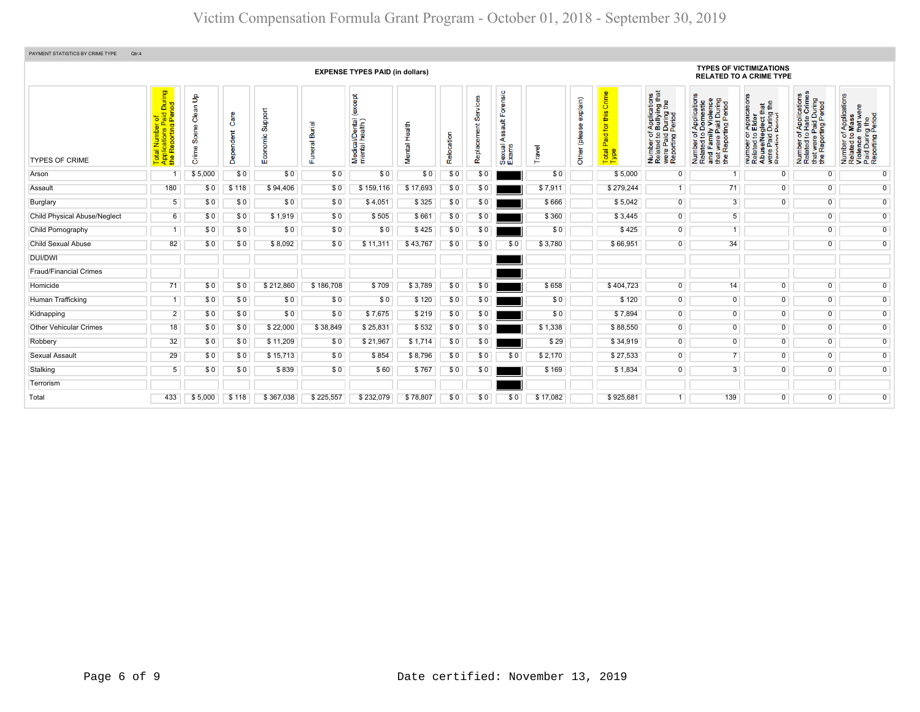# Victim Compensation Formula Grant Program - October 01, 2018 - September 30, 2019

PAYMENT STATISTICS BY CRIME TYPE Qtr:4

| TYPES OF CRIME | Total Number of Applications Paid During the Reporting Period | EXPENSE TYPES PAID (in dollars) | | | | | | | | | | | | Total Paid for this Crime Type | TYPES OF VICTIMIZATIONS RELATED TO A CRIME TYPE | | | | |
|---|---|---|---|---|---|---|---|---|---|---|---|---|---|---|---|---|---|---|---|
| | | Crime Scene Clean Up | Dependent Care | Economic Support | Funeral Burial | Medical/Dental (except mental health) | Mental Health | Relocation | Replacement Services | Sexual Assault Forensic Exams | Travel | Other (please explain) | | | Number of Applications Related to Bullying that were Paid During the Reporting Period | Number of Applications Related to Domestic and Family Violence that were Paid During the Reporting Period | Number of Applications Related to Elder Abuse/Neglect that were Paid During the Reporting Period | Number of Applications Related to Hate Crimes that were Paid During the Reporting Period | Number of Applications Related to Mass Violence that were Paid During the Reporting Period |
| Arson | 1 | $ 5,000 | $ 0 | $ 0 | $ 0 | $ 0 | $ 0 | $ 0 | $ 0 | | $ 0 | | | $ 5,000 | 0 | 1 | 0 | 0 | 0 |
| Assault | 180 | $ 0 | $ 118 | $ 94,406 | $ 0 | $ 159,116 | $ 17,693 | $ 0 | $ 0 | | $ 7,911 | | | $ 279,244 | 1 | 71 | 0 | 0 | 0 |
| Burglary | 5 | $ 0 | $ 0 | $ 0 | $ 0 | $ 4,051 | $ 325 | $ 0 | $ 0 | | $ 666 | | | $ 5,042 | 0 | 3 | 0 | 0 | 0 |
| Child Physical Abuse/Neglect | 6 | $ 0 | $ 0 | $ 1,919 | $ 0 | $ 505 | $ 661 | $ 0 | $ 0 | | $ 360 | | | $ 3,445 | 0 | 5 | | 0 | 0 |
| Child Pornography | 1 | $ 0 | $ 0 | $ 0 | $ 0 | $ 0 | $ 425 | $ 0 | $ 0 | | $ 0 | | | $ 425 | 0 | 1 | | 0 | 0 |
| Child Sexual Abuse | 82 | $ 0 | $ 0 | $ 8,092 | $ 0 | $ 11,311 | $ 43,767 | $ 0 | $ 0 | $ 0 | $ 3,780 | | | $ 66,951 | 0 | 34 | | 0 | 0 |
| DUI/DWI | | | | | | | | | | | | | | | | | | | |
| Fraud/Financial Crimes | | | | | | | | | | | | | | | | | | | |
| Homicide | 71 | $ 0 | $ 0 | $ 212,860 | $ 186,708 | $ 709 | $ 3,789 | $ 0 | $ 0 | | $ 658 | | | $ 404,723 | 0 | 14 | 0 | 0 | 0 |
| Human Trafficking | 1 | $ 0 | $ 0 | $ 0 | $ 0 | $ 0 | $ 120 | $ 0 | $ 0 | | $ 0 | | | $ 120 | 0 | 0 | 0 | 0 | 0 |
| Kidnapping | 2 | $ 0 | $ 0 | $ 0 | $ 0 | $ 7,675 | $ 219 | $ 0 | $ 0 | | $ 0 | | | $ 7,894 | 0 | 0 | 0 | 0 | 0 |
| Other Vehicular Crimes | 18 | $ 0 | $ 0 | $ 22,000 | $ 38,849 | $ 25,831 | $ 532 | $ 0 | $ 0 | | $ 1,338 | | | $ 88,550 | 0 | 0 | 0 | 0 | 0 |
| Robbery | 32 | $ 0 | $ 0 | $ 11,209 | $ 0 | $ 21,967 | $ 1,714 | $ 0 | $ 0 | | $ 29 | | | $ 34,919 | 0 | 0 | 0 | 0 | 0 |
| Sexual Assault | 29 | $ 0 | $ 0 | $ 15,713 | $ 0 | $ 854 | $ 8,796 | $ 0 | $ 0 | $ 0 | $ 2,170 | | | $ 27,533 | 0 | 7 | 0 | 0 | 0 |
| Stalking | 5 | $ 0 | $ 0 | $ 839 | $ 0 | $ 60 | $ 767 | $ 0 | $ 0 | | $ 169 | | | $ 1,834 | 0 | 3 | 0 | 0 | 0 |
| Terrorism | | | | | | | | | | | | | | | | | | | |
| Total | 433 | $ 5,000 | $ 118 | $ 367,038 | $ 225,557 | $ 232,079 | $ 78,807 | $ 0 | $ 0 | $ 0 | $ 17,082 | | | $ 925,681 | 1 | 139 | 0 | 0 | 0 |

Date certified: November 13, 2019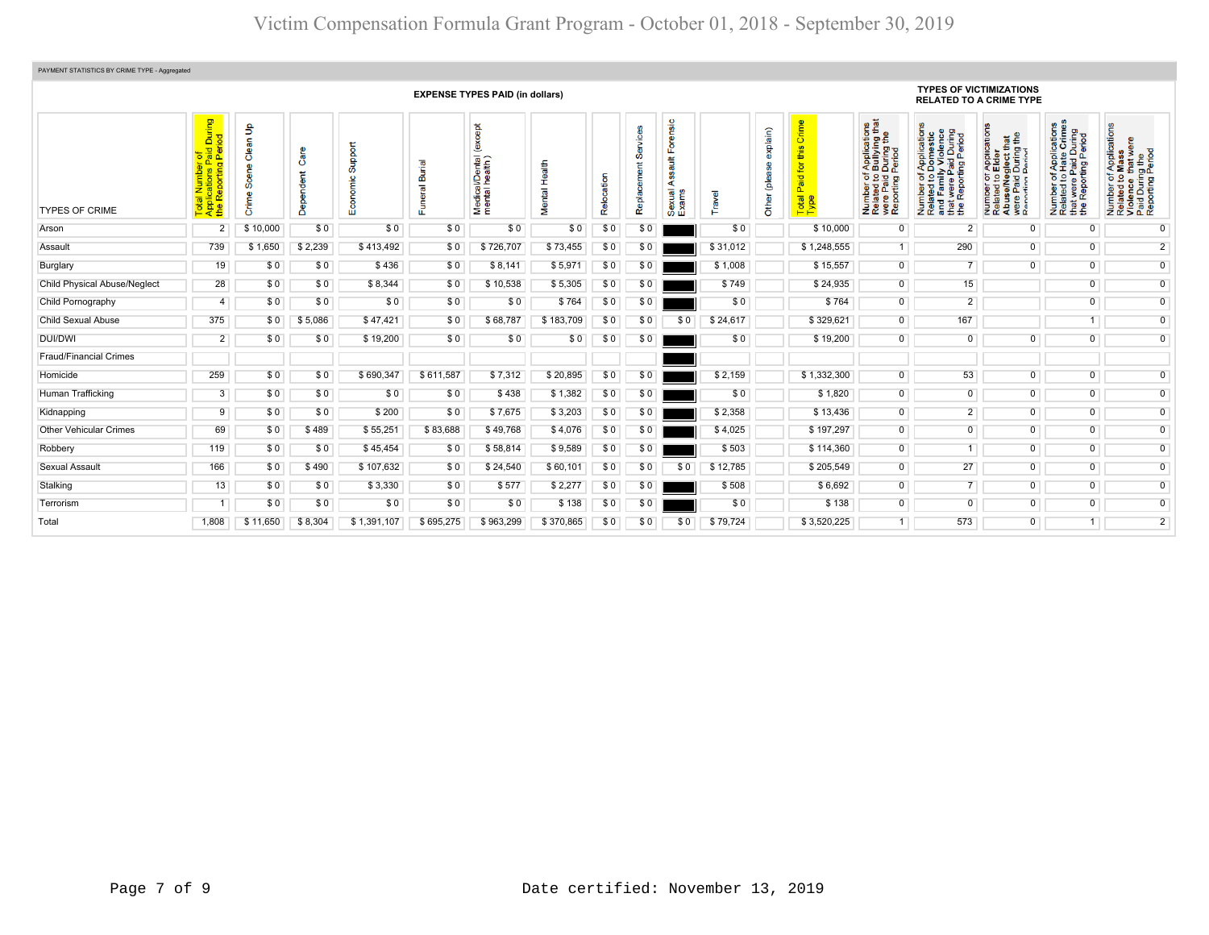# Victim Compensation Formula Grant Program - October 01, 2018 - September 30, 2019

PAYMENT STATISTICS BY CRIME TYPE - Aggregated

| | | EXPENSE TYPES PAID (in dollars) | | | | | | | | | | | | | TYPES OF VICTIMIZATIONS RELATED TO A CRIME TYPE | | | | |
|---|---|---|---|---|---|---|---|---|---|---|---|---|---|---|---|---|---|---|---|
| TYPES OF CRIME | Total Number of Applications Paid During the Reporting Period | Crime Scene Clean Up | Dependent Care | Economic Support | Funeral Burial | Medical/Dental (except mental health) | Mental Health | Relocation | Replacement Services | Sexual Assault Forensic Exams | Travel | Other (please explain) | Total Paid for this Crime Type | Number of Applications Related to Bullying that were Paid During the Reporting Period | Number of Applications Related to Domestic and Family Violence that were Paid During the Reporting Period | Number of Applications Related to Elder Abuse/Neglect that were Paid During the Reporting Period | Number of Applications Related to Hate Crimes that were Paid During the Reporting Period | Number of Applications Related to Mass Violence that were Paid During the Reporting Period |
| Arson | 2 | $ 10,000 | $ 0 | $ 0 | $ 0 | $ 0 | $ 0 | $ 0 | $ 0 | | $ 0 | | $ 10,000 | 0 | 2 | 0 | 0 | 0 |
| Assault | 739 | $ 1,650 | $ 2,239 | $ 413,492 | $ 0 | $ 726,707 | $ 73,455 | $ 0 | $ 0 | | $ 31,012 | | $ 1,248,555 | 1 | 290 | 0 | 0 | 2 |
| Burglary | 19 | $ 0 | $ 0 | $ 436 | $ 0 | $ 8,141 | $ 5,971 | $ 0 | $ 0 | | $ 1,008 | | $ 15,557 | 0 | 7 | 0 | 0 | 0 |
| Child Physical Abuse/Neglect | 28 | $ 0 | $ 0 | $ 8,344 | $ 0 | $ 10,538 | $ 5,305 | $ 0 | $ 0 | | $ 749 | | $ 24,935 | 0 | 15 | | 0 | 0 |
| Child Pornography | 4 | $ 0 | $ 0 | $ 0 | $ 0 | $ 0 | $ 764 | $ 0 | $ 0 | | $ 0 | | $ 764 | 0 | 2 | | 0 | 0 |
| Child Sexual Abuse | 375 | $ 0 | $ 5,086 | $ 47,421 | $ 0 | $ 68,787 | $ 183,709 | $ 0 | $ 0 | $ 0 | $ 24,617 | | $ 329,621 | 0 | 167 | | 1 | 0 |
| DUI/DWI | 2 | $ 0 | $ 0 | $ 19,200 | $ 0 | $ 0 | $ 0 | $ 0 | $ 0 | | $ 0 | | $ 19,200 | 0 | 0 | 0 | 0 | 0 |
| Fraud/Financial Crimes | | | | | | | | | | | | | | | | | | |
| Homicide | 259 | $ 0 | $ 0 | $ 690,347 | $ 611,587 | $ 7,312 | $ 20,895 | $ 0 | $ 0 | | $ 2,159 | | $ 1,332,300 | 0 | 53 | 0 | 0 | 0 |
| Human Trafficking | 3 | $ 0 | $ 0 | $ 0 | $ 0 | $ 438 | $ 1,382 | $ 0 | $ 0 | | $ 0 | | $ 1,820 | 0 | 0 | 0 | 0 | 0 |
| Kidnapping | 9 | $ 0 | $ 0 | $ 200 | $ 0 | $ 7,675 | $ 3,203 | $ 0 | $ 0 | | $ 2,358 | | $ 13,436 | 0 | 2 | 0 | 0 | 0 |
| Other Vehicular Crimes | 69 | $ 0 | $ 489 | $ 55,251 | $ 83,688 | $ 49,768 | $ 4,076 | $ 0 | $ 0 | | $ 4,025 | | $ 197,297 | 0 | 0 | 0 | 0 | 0 |
| Robbery | 119 | $ 0 | $ 0 | $ 45,454 | $ 0 | $ 58,814 | $ 9,589 | $ 0 | $ 0 | | $ 503 | | $ 114,360 | 0 | 1 | 0 | 0 | 0 |
| Sexual Assault | 166 | $ 0 | $ 490 | $ 107,632 | $ 0 | $ 24,540 | $ 60,101 | $ 0 | $ 0 | $ 0 | $ 12,785 | | $ 205,549 | 0 | 27 | 0 | 0 | 0 |
| Stalking | 13 | $ 0 | $ 0 | $ 3,330 | $ 0 | $ 577 | $ 2,277 | $ 0 | $ 0 | | $ 508 | | $ 6,692 | 0 | 7 | 0 | 0 | 0 |
| Terrorism | 1 | $ 0 | $ 0 | $ 0 | $ 0 | $ 0 | $ 138 | $ 0 | $ 0 | | $ 0 | | $ 138 | 0 | 0 | 0 | 0 | 0 |
| Total | 1,808 | $ 11,650 | $ 8,304 | $ 1,391,107 | $ 695,275 | $ 963,299 | $ 370,865 | $ 0 | $ 0 | $ 0 | $ 79,724 | | $ 3,520,225 | 1 | 573 | 0 | 1 | 2 |

Date certified: November 13, 2019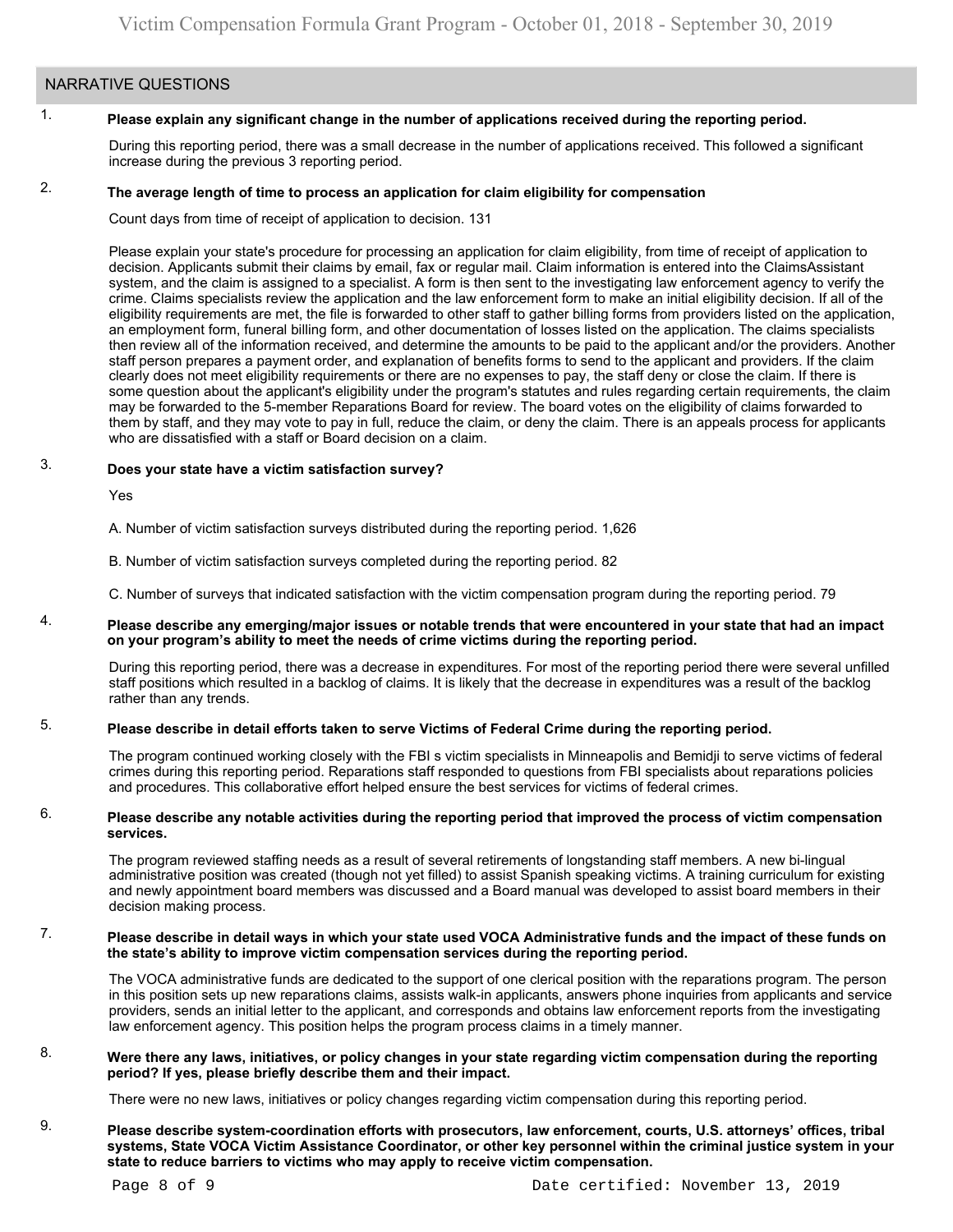## NARRATIVE QUESTIONS

1. **Please explain any significant change in the number of applications received during the reporting period.**

   During this reporting period, there was a small decrease in the number of applications received. This followed a significant increase during the previous 3 reporting period.

2. **The average length of time to process an application for claim eligibility for compensation**

   Count days from time of receipt of application to decision. 131

   Please explain your state's procedure for processing an application for claim eligibility, from time of receipt of application to decision. Applicants submit their claims by email, fax or regular mail. Claim information is entered into the ClaimsAssistant system, and the claim is assigned to a specialist. A form is then sent to the investigating law enforcement agency to verify the crime. Claims specialists review the application and the law enforcement form to make an initial eligibility decision. If all of the eligibility requirements are met, the file is forwarded to other staff to gather billing forms from providers listed on the application, an employment form, funeral billing form, and other documentation of losses listed on the application. The claims specialists then review all of the information received, and determine the amounts to be paid to the applicant and/or the providers. Another staff person prepares a payment order, and explanation of benefits forms to send to the applicant and providers. If the claim clearly does not meet eligibility requirements or there are no expenses to pay, the staff deny or close the claim. If there is some question about the applicant's eligibility under the program's statutes and rules regarding certain requirements, the claim may be forwarded to the 5-member Reparations Board for review. The board votes on the eligibility of claims forwarded to them by staff, and they may vote to pay in full, reduce the claim, or deny the claim. There is an appeals process for applicants who are dissatisfied with a staff or Board decision on a claim.

3. **Does your state have a victim satisfaction survey?**

   Yes

   A. Number of victim satisfaction surveys distributed during the reporting period. 1,626

   B. Number of victim satisfaction surveys completed during the reporting period. 82

   C. Number of surveys that indicated satisfaction with the victim compensation program during the reporting period. 79

4. **Please describe any emerging/major issues or notable trends that were encountered in your state that had an impact on your program's ability to meet the needs of crime victims during the reporting period.**

   During this reporting period, there was a decrease in expenditures. For most of the reporting period there were several unfilled staff positions which resulted in a backlog of claims. It is likely that the decrease in expenditures was a result of the backlog rather than any trends.

5. **Please describe in detail efforts taken to serve Victims of Federal Crime during the reporting period.**

   The program continued working closely with the FBI s victim specialists in Minneapolis and Bemidji to serve victims of federal crimes during this reporting period. Reparations staff responded to questions from FBI specialists about reparations policies and procedures. This collaborative effort helped ensure the best services for victims of federal crimes.

6. **Please describe any notable activities during the reporting period that improved the process of victim compensation services.**

   The program reviewed staffing needs as a result of several retirements of longstanding staff members. A new bi-lingual administrative position was created (though not yet filled) to assist Spanish speaking victims. A training curriculum for existing and newly appointment board members was discussed and a Board manual was developed to assist board members in their decision making process.

7. **Please describe in detail ways in which your state used VOCA Administrative funds and the impact of these funds on the state's ability to improve victim compensation services during the reporting period.**

   The VOCA administrative funds are dedicated to the support of one clerical position with the reparations program. The person in this position sets up new reparations claims, assists walk-in applicants, answers phone inquiries from applicants and service providers, sends an initial letter to the applicant, and corresponds and obtains law enforcement reports from the investigating law enforcement agency. This position helps the program process claims in a timely manner.

8. **Were there any laws, initiatives, or policy changes in your state regarding victim compensation during the reporting period? If yes, please briefly describe them and their impact.**

   There were no new laws, initiatives or policy changes regarding victim compensation during this reporting period.

9. **Please describe system-coordination efforts with prosecutors, law enforcement, courts, U.S. attorneys' offices, tribal systems, State VOCA Victim Assistance Coordinator, or other key personnel within the criminal justice system in your state to reduce barriers to victims who may apply to receive victim compensation.**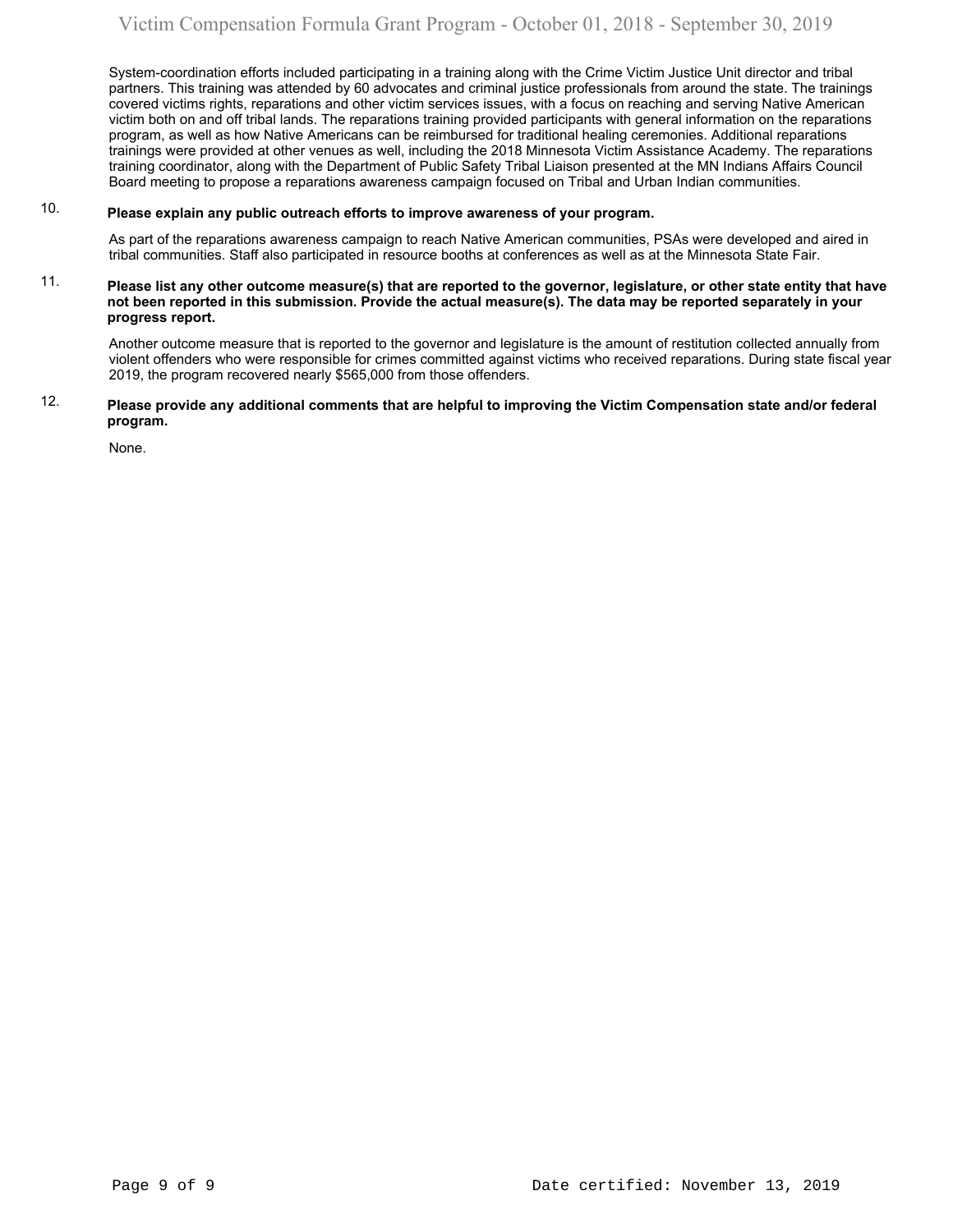System-coordination efforts included participating in a training along with the Crime Victim Justice Unit director and tribal partners. This training was attended by 60 advocates and criminal justice professionals from around the state. The trainings covered victims rights, reparations and other victim services issues, with a focus on reaching and serving Native American victim both on and off tribal lands. The reparations training provided participants with general information on the reparations program, as well as how Native Americans can be reimbursed for traditional healing ceremonies. Additional reparations trainings were provided at other venues as well, including the 2018 Minnesota Victim Assistance Academy. The reparations training coordinator, along with the Department of Public Safety Tribal Liaison presented at the MN Indians Affairs Council Board meeting to propose a reparations awareness campaign focused on Tribal and Urban Indian communities.

10. **Please explain any public outreach efforts to improve awareness of your program.**

    As part of the reparations awareness campaign to reach Native American communities, PSAs were developed and aired in tribal communities. Staff also participated in resource booths at conferences as well as at the Minnesota State Fair.

11. **Please list any other outcome measure(s) that are reported to the governor, legislature, or other state entity that have not been reported in this submission. Provide the actual measure(s). The data may be reported separately in your progress report.**

    Another outcome measure that is reported to the governor and legislature is the amount of restitution collected annually from violent offenders who were responsible for crimes committed against victims who received reparations. During state fiscal year 2019, the program recovered nearly $565,000 from those offenders.

12. **Please provide any additional comments that are helpful to improving the Victim Compensation state and/or federal program.**

    None.

Date certified: November 13, 2019